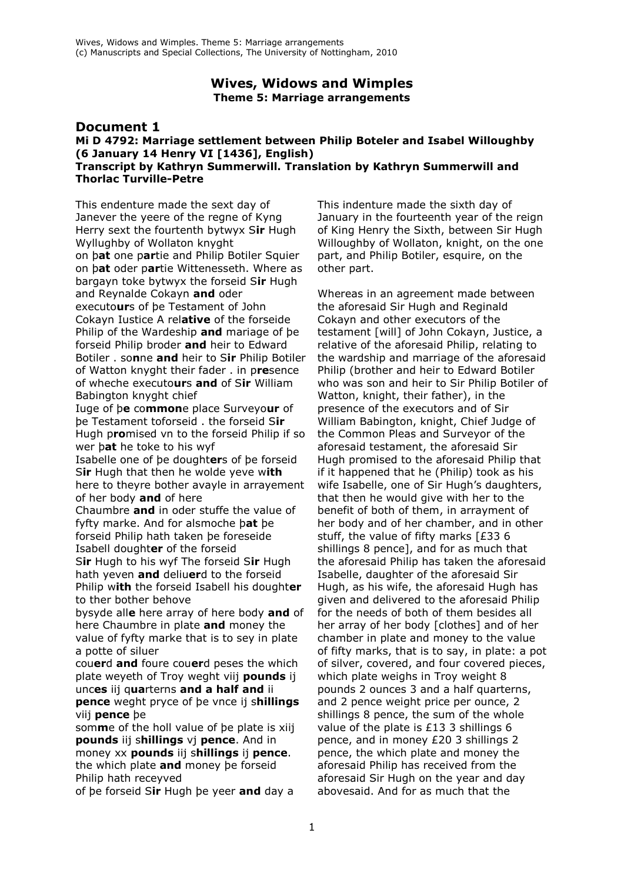# Wives, Widows and Wimples
**Theme 5: Marriage arrangements**

## Document 1

### Mi D 4792: Marriage settlement between Philip Boteler and Isabel Willoughby (6 January 14 Henry VI [1436], English)

**Transcript by Kathryn Summerwill. Translation by Kathryn Summerwill and Thorlac Turville-Petre**

This endenture made the sext day of Janever the yeere of the regne of Kyng Herry sext the fourtenth bytwyx S**ir** Hugh Wyllughby of Wollaton knyght
on þ**at** one p**ar**tie and Philip Botiler Squier on þ**at** oder p**ar**tie Wittenesseth. Where as bargayn toke bytwyx the forseid S**ir** Hugh and Reynalde Cokayn **and** oder executo**ur**s of þe Testament of John Cokayn Iustice A rel**ative** of the forseide Philip of the Wardeship **and** mariage of þe forseid Philip broder **and** heir to Edward Botiler . so**n**ne **and** heir to S**ir** Philip Botiler of Watton knyght their fader . in p**re**sence of wheche executo**ur**s **and** of S**ir** William Babington knyght chief
Iuge of þ**e** co**mmon**e place Surveyo**ur** of þe Testament toforseid . the forseid S**ir** Hugh p**ro**mised vn to the forseid Philip if so wer þ**at** he toke to his wyf
Isabelle one of þe dought**er**s of þe forseid S**ir** Hugh that then he wolde yeve w**ith** here to theyre bother avayle in arrayement of her body **and** of here
Chaumbre **and** in oder stuffe the value of fyfty marke. And for alsmoche þ**at** þe forseid Philip hath taken þe foreseide Isabell dought**er** of the forseid
S**ir** Hugh to his wyf The forseid S**ir** Hugh hath yeven **and** deliu**er**d to the forseid Philip w**ith** the forseid Isabell his dought**er** to ther bother behove
bysyde all**e** here array of here body **and** of here Chaumbre in plate **and** money the value of fyfty marke that is to sey in plate a potte of siluer
cou**er**d **and** foure cou**er**d peses the which plate weyeth of Troy weght viij **pounds** ij unc**es** iij q**ua**rterns **and a half and** ii **pence** weght pryce of þe vnce ij s**hillings** viij **pence** þe
som**m**e of the holl value of þe plate is xiij **pounds** iij s**hillings** vj **pence**. And in money xx **pounds** iij s**hillings** ij **pence**. the which plate **and** money þe forseid Philip hath receyved
of þe forseid S**ir** Hugh þe yeer **and** day a

This indenture made the sixth day of January in the fourteenth year of the reign of King Henry the Sixth, between Sir Hugh Willoughby of Wollaton, knight, on the one part, and Philip Botiler, esquire, on the other part.

Whereas in an agreement made between the aforesaid Sir Hugh and Reginald Cokayn and other executors of the testament [will] of John Cokayn, Justice, a relative of the aforesaid Philip, relating to the wardship and marriage of the aforesaid Philip (brother and heir to Edward Botiler who was son and heir to Sir Philip Botiler of Watton, knight, their father), in the presence of the executors and of Sir William Babington, knight, Chief Judge of the Common Pleas and Surveyor of the aforesaid testament, the aforesaid Sir Hugh promised to the aforesaid Philip that if it happened that he (Philip) took as his wife Isabelle, one of Sir Hugh's daughters, that then he would give with her to the benefit of both of them, in arrayment of her body and of her chamber, and in other stuff, the value of fifty marks [£33 6 shillings 8 pence], and for as much that the aforesaid Philip has taken the aforesaid Isabelle, daughter of the aforesaid Sir Hugh, as his wife, the aforesaid Hugh has given and delivered to the aforesaid Philip for the needs of both of them besides all her array of her body [clothes] and of her chamber in plate and money to the value of fifty marks, that is to say, in plate: a pot of silver, covered, and four covered pieces, which plate weighs in Troy weight 8 pounds 2 ounces 3 and a half quarters, and 2 pence weight price per ounce, 2 shillings 8 pence, the sum of the whole value of the plate is £13 3 shillings 6 pence, and in money £20 3 shillings 2 pence, the which plate and money the aforesaid Philip has received from the aforesaid Sir Hugh on the year and day abovesaid. And for as much that the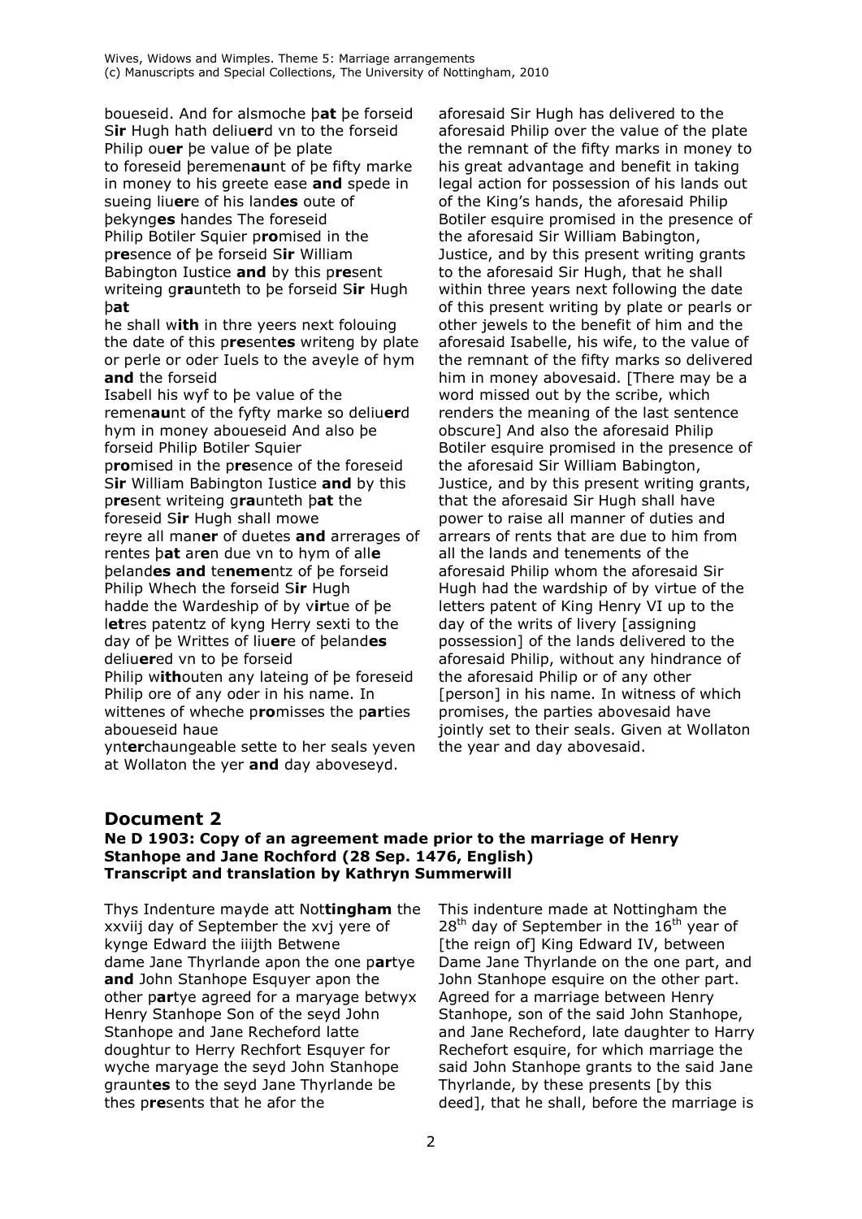boueseid. And for alsmoche þ**at** þe forseid S**ir** Hugh hath deliu**er**d vn to þe forseid Philip ou**er** þe value of þe plate to foreseid þeremen**au**nt of þe fifty marke in money to his greete ease **and** spede in sueing liu**er**e of his land**es** oute of þekyng**es** handes The foreseid Philip Botiler Squier p**ro**mised in the p**re**sence of þe forseid S**ir** William Babington Iustice **and** by this p**re**sent writeing g**ra**unteth to þe forseid S**ir** Hugh þ**at**
he shall w**ith** in thre yeers next folouing the date of this p**re**sent**es** writeng by plate or perle or oder Iuels to the aveyle of hym **and** the forseid
Isabell his wyf to þe value of the remen**au**nt of the fyfty marke so deliu**er**d hym in money aboueseid And also þe forseid Philip Botiler Squier
p**ro**mised in the p**re**sence of the foreseid S**ir** William Babington Iustice **and** by this p**re**sent writeing g**ra**unteth þ**at** the foreseid S**ir** Hugh shall mowe
reyre all man**er** of duetes **and** arrerages of rentes þ**at** ar**e**n due vn to hym of all**e** þeland**es and** te**neme**ntz of þe forseid Philip Whech the forseid S**ir** Hugh hadde the Wardeship of by v**ir**tue of þe l**et**res patentz of kyng Herry sexti to the day of þe Writtes of liu**er**e of þeland**es** deliu**er**ed vn to þe forseid
Philip w**ith**outen any lateing of þe foreseid Philip ore of any oder in his name. In wittenes of wheche p**ro**misses the p**ar**ties aboueseid haue
ynt**er**chaungeable sette to her seals yeven at Wollaton the yer **and** day aboveseyd.

aforesaid Sir Hugh has delivered to the aforesaid Philip over the value of the plate the remnant of the fifty marks in money to his great advantage and benefit in taking legal action for possession of his lands out of the King's hands, the aforesaid Philip Botiler esquire promised in the presence of the aforesaid Sir William Babington, Justice, and by this present writing grants to the aforesaid Sir Hugh, that he shall within three years next following the date of this present writing by plate or pearls or other jewels to the benefit of him and the aforesaid Isabelle, his wife, to the value of the remnant of the fifty marks so delivered him in money abovesaid. [There may be a word missed out by the scribe, which renders the meaning of the last sentence obscure] And also the aforesaid Philip Botiler esquire promised in the presence of the aforesaid Sir William Babington, Justice, and by this present writing grants, that the aforesaid Sir Hugh shall have power to raise all manner of duties and arrears of rents that are due to him from all the lands and tenements of the aforesaid Philip whom the aforesaid Sir Hugh had the wardship of by virtue of the letters patent of King Henry VI up to the day of the writs of livery [assigning possession] of the lands delivered to the aforesaid Philip, without any hindrance of the aforesaid Philip or of any other [person] in his name. In witness of which promises, the parties abovesaid have jointly set to their seals. Given at Wollaton the year and day abovesaid.

## Document 2

### Ne D 1903: Copy of an agreement made prior to the marriage of Henry Stanhope and Jane Rochford (28 Sep. 1476, English)
### Transcript and translation by Kathryn Summerwill

Thys Indenture mayde att Not**tingham** the xxviij day of September the xvj yere of kynge Edward the iiijth Betwene dame Jane Thyrlande apon the one p**ar**tye **and** John Stanhope Esquyer apon the other p**ar**tye agreed for a maryage betwyx Henry Stanhope Son of the seyd John Stanhope and Jane Recheford latte doughtur to Herry Rechfort Esquyer for wyche maryage the seyd John Stanhope graunt**es** to the seyd Jane Thyrlande be thes p**re**sents that he afor the

This indenture made at Nottingham the 28th day of September in the 16th year of [the reign of] King Edward IV, between Dame Jane Thyrlande on the one part, and John Stanhope esquire on the other part. Agreed for a marriage between Henry Stanhope, son of the said John Stanhope, and Jane Recheford, late daughter to Harry Rechefort esquire, for which marriage the said John Stanhope grants to the said Jane Thyrlande, by these presents [by this deed], that he shall, before the marriage is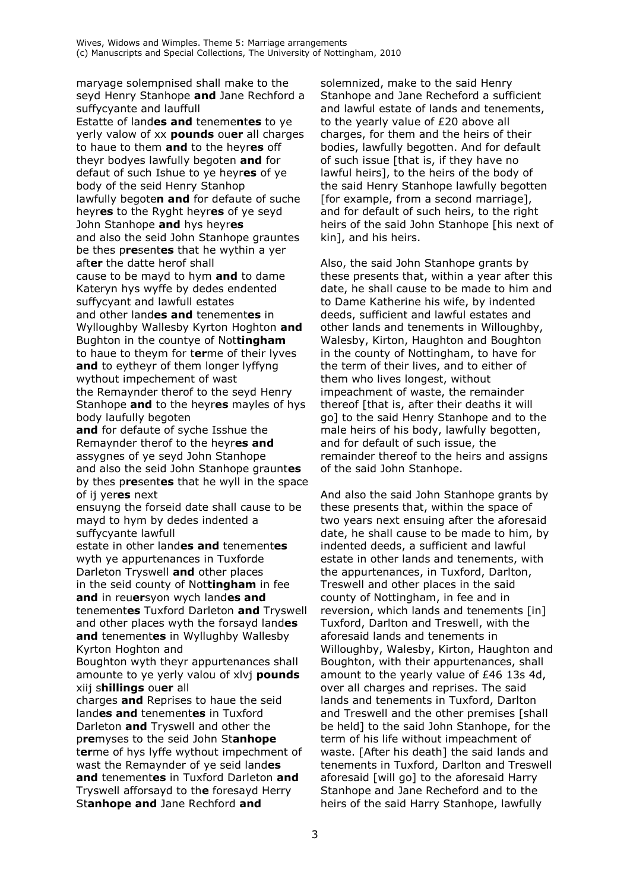maryage solempnised shall make to the seyd Henry Stanhope **and** Jane Rechford a suffycyante and lauffull
Estatte of land**es and** teneme**n**t**es** to ye yerly valow of xx **pounds** ou**er** all charges to haue to them **and** to the heyr**es** off theyr bodyes lawfully begoten **and** for defaut of such Ishue to ye heyr**es** of ye body of the seid Henry Stanhop
lawfully begote**n and** for defaute of suche heyr**es** to the Ryght heyr**es** of ye seyd John Stanhope **and** hys heyr**es**
and also the seid John Stanhope grauntes be thes p**re**sent**es** that he wythin a yer aft**er** the datte herof shall
cause to be mayd to hym **and** to dame Kateryn hys wyffe by dedes endented suffycyant and lawfull estates
and other land**es and** tenement**es** in Wylloughby Wallesby Kyrton Hoghton **and** Bughton in the countye of Not**tingham**
to haue to theym for t**er**me of their lyves **and** to eytheyr of them longer lyffyng wythout impechement of wast
the Remaynder therof to the seyd Henry Stanhope **and** to the heyr**es** mayles of hys body laufully begoten
**and** for defaute of syche Isshue the Remaynder therof to the heyr**es and** assygnes of ye seyd John Stanhope
and also the seid John Stanhope graunt**es** by thes p**re**sent**es** that he wyll in the space of ij yer**es** next
ensuyng the forseid date shall cause to be mayd to hym by dedes indented a suffycyante lawfull
estate in other land**es and** tenement**es** wyth ye appurtenances in Tuxforde Darleton Tryswell **and** other places
in the seid county of Not**tingham** in fee **and** in reu**er**syon wych land**es and** tenement**es** Tuxford Darleton **and** Tryswell
and other places wyth the forsayd land**es and** tenement**es** in Wyllughby Wallesby Kyrton Hoghton and
Boughton wyth theyr appurtenances shall amounte to ye yerly valou of xlvj **pounds** xiij s**hillings** ou**er** all
charges **and** Reprises to haue the seid land**es and** tenement**es** in Tuxford Darleton **and** Tryswell and other the
p**re**myses to the seid John St**anhope** t**er**me of hys lyffe wythout impechment of wast the Remaynder of ye seid land**es and** tenement**es** in Tuxford Darleton **and** Tryswell afforsayd to th**e** foresayd Herry St**anhope and** Jane Rechford **and**

solemnized, make to the said Henry Stanhope and Jane Recheford a sufficient and lawful estate of lands and tenements, to the yearly value of £20 above all charges, for them and the heirs of their bodies, lawfully begotten. And for default of such issue [that is, if they have no lawful heirs], to the heirs of the body of the said Henry Stanhope lawfully begotten [for example, from a second marriage], and for default of such heirs, to the right heirs of the said John Stanhope [his next of kin], and his heirs.

Also, the said John Stanhope grants by these presents that, within a year after this date, he shall cause to be made to him and to Dame Katherine his wife, by indented deeds, sufficient and lawful estates and other lands and tenements in Willoughby, Walesby, Kirton, Haughton and Boughton in the county of Nottingham, to have for the term of their lives, and to either of them who lives longest, without impeachment of waste, the remainder thereof [that is, after their deaths it will go] to the said Henry Stanhope and to the male heirs of his body, lawfully begotten, and for default of such issue, the remainder thereof to the heirs and assigns of the said John Stanhope.

And also the said John Stanhope grants by these presents that, within the space of two years next ensuing after the aforesaid date, he shall cause to be made to him, by indented deeds, a sufficient and lawful estate in other lands and tenements, with the appurtenances, in Tuxford, Darlton, Treswell and other places in the said county of Nottingham, in fee and in reversion, which lands and tenements [in] Tuxford, Darlton and Treswell, with the aforesaid lands and tenements in Willoughby, Walesby, Kirton, Haughton and Boughton, with their appurtenances, shall amount to the yearly value of £46 13s 4d, over all charges and reprises. The said lands and tenements in Tuxford, Darlton and Treswell and the other premises [shall be held] to the said John Stanhope, for the term of his life without impeachment of waste. [After his death] the said lands and tenements in Tuxford, Darlton and Treswell aforesaid [will go] to the aforesaid Harry Stanhope and Jane Recheford and to the heirs of the said Harry Stanhope, lawfully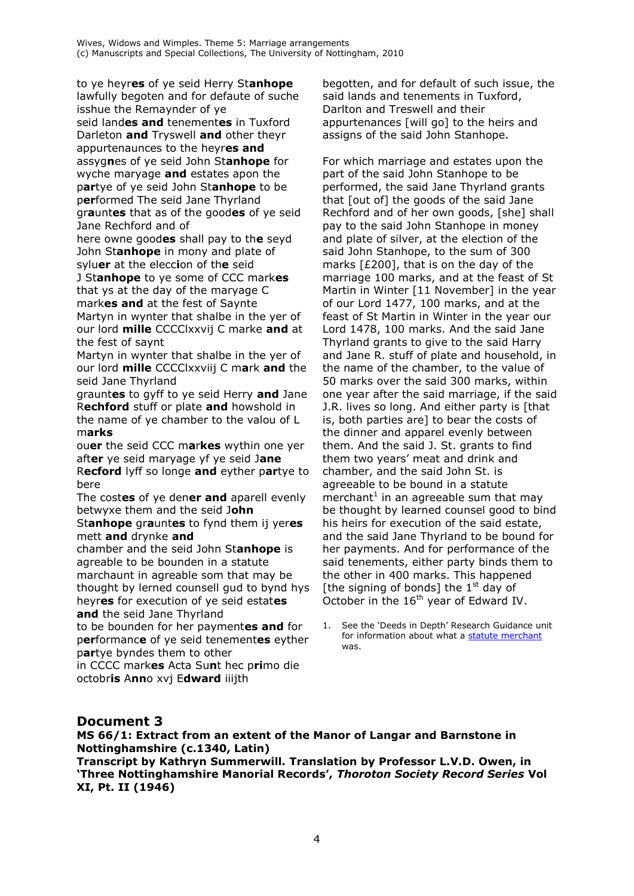to ye heyr**es** of ye seid Herry St**anhope** lawfully begoten and for defaute of suche isshue the Remaynder of ye
seid land**es and** tenement**es** in Tuxford Darleton **and** Tryswell **and** other theyr appurtenaunces to the heyr**es and** assyg**n**es of ye seid John St**anhope** for wyche maryage **and** estates apon the p**ar**tye of ye seid John St**anhope** to be p**er**formed The seid Jane Thyrland gr**a**unt**es** that as of the good**es** of ye seid Jane Rechford and of
here owne good**es** shall pay to th**e** seyd John St**anhope** in mony and plate of sylu**er** at the elecc**i**on of th**e** seid
J St**anhope** to ye some of CCC mark**es** that ys at the day of the maryage C mark**es and** at the fest of Saynte
Martyn in wynter that shalbe in the yer of our lord **mille** CCCClxxvij C marke **and** at the fest of saynt
Martyn in wynter that shalbe in the yer of our lord **mille** CCCClxxviij C m**a**rk **and** the seid Jane Thyrland
graunt**es** to gyff to ye seid Herry **and** Jane R**echford** stuff or plate **and** howshold in the name of ye chamber to the valou of L m**arks**
ou**er** the seid CCC m**a**r**kes** wythin one yer aft**er** ye seid maryage yf ye seid J**ane** R**ecford** lyff so longe **and** eyther p**ar**tye to bere
The cost**es** of ye den**er and** aparell evenly betwyxe them and the seid J**ohn**
St**anhope** gr**a**unt**es** to fynd them ij yer**es** mett **and** drynke **and**
chamber and the seid John St**anhope** is agreable to be bounden in a statute marchaunt in agreable som that may be thought by lerned counsell gud to bynd hys heyr**es** for execution of ye seid estat**es and** the seid Jane Thyrland
to be bounden for her payment**es and** for p**er**formanc**e** of ye seid tenement**es** eyther p**ar**tye byndes them to other
in CCCC mark**es** Acta Su**n**t hec p**ri**mo die octobr**is** A**nn**o xvj E**dward** iiijth

begotten, and for default of such issue, the said lands and tenements in Tuxford, Darlton and Treswell and their appurtenances [will go] to the heirs and assigns of the said John Stanhope.

For which marriage and estates upon the part of the said John Stanhope to be performed, the said Jane Thyrland grants that [out of] the goods of the said Jane Rechford and of her own goods, [she] shall pay to the said John Stanhope in money and plate of silver, at the election of the said John Stanhope, to the sum of 300 marks [£200], that is on the day of the marriage 100 marks, and at the feast of St Martin in Winter [11 November] in the year of our Lord 1477, 100 marks, and at the feast of St Martin in Winter in the year our Lord 1478, 100 marks. And the said Jane Thyrland grants to give to the said Harry and Jane R. stuff of plate and household, in the name of the chamber, to the value of 50 marks over the said 300 marks, within one year after the said marriage, if the said J.R. lives so long. And either party is [that is, both parties are] to bear the costs of the dinner and apparel evenly between them. And the said J. St. grants to find them two years' meat and drink and chamber, and the said John St. is agreeable to be bound in a statute merchant[1] in an agreeable sum that may be thought by learned counsel good to bind his heirs for execution of the said estate, and the said Jane Thyrland to be bound for her payments. And for performance of the said tenements, either party binds them to the other in 400 marks. This happened [the signing of bonds] the 1st day of October in the 16th year of Edward IV.

1. See the 'Deeds in Depth' Research Guidance unit for information about what a statute merchant was.

## Document 3

**MS 66/1: Extract from an extent of the Manor of Langar and Barnstone in Nottinghamshire (c.1340, Latin)**
**Transcript by Kathryn Summerwill. Translation by Professor L.V.D. Owen, in 'Three Nottinghamshire Manorial Records', *Thoroton Society Record Series* Vol XI, Pt. II (1946)**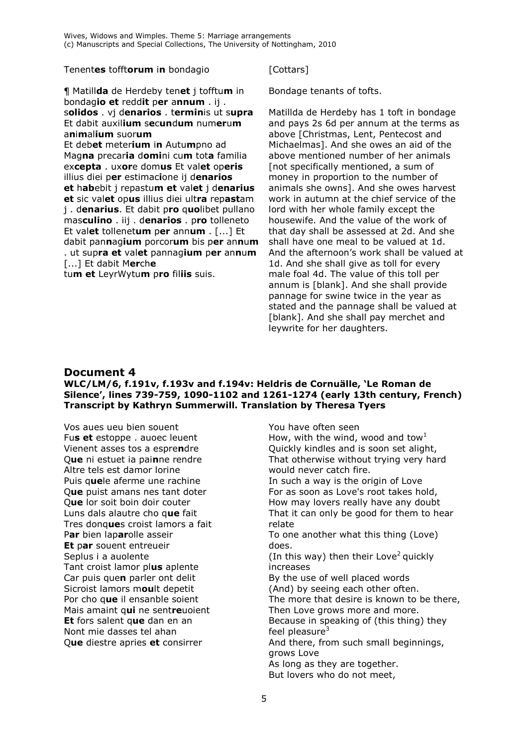Tenent**es** tofft**orum** i**n** bondagio

[Cottars]

¶ Matill**da** de Herdeby ten**et** j tofftu**m** in bondag**io et** redd**it** p**er** a**nnum** . ij . s**olidos** . vj d**enarios** . t**ermin**is ut s**upra** Et dabit auxil**ium** s**e**c**un**d**um** num**er**u**m** a**n**i**m**al**ium** suor**um** Et deb**et** meter**ium** i**n** Autu**m**pno ad Mag**na** precar**ia** d**omi**ni cu**m** tot**a** familia ex**cepta** . ux**or**e dom**us** Et val**et** op**eris** illius diei p**er** estimac**i**one ij d**enarios et** h**ab**ebit j repastu**m et** val**et** j d**enarius et** sic val**et** op**us** illius diei ult**ra** rep**ast**am j . d**enarius**. Et dabit p**ro** q**uo**libet pullano mas**culino** . iij . d**enarios** . p**ro** tolleneto Et val**et** tollenet**um** p**er** ann**um** . [...] Et dabit pan**n**ag**ium** porcor**um** bis p**er** an**n**u**m** . ut sup**ra et** val**et** pannag**ium** p**er** an**n**u**m** [...] Et dabit M**er**ch**e** tu**m et** LeyrWytu**m** p**ro** fil**iis** suis.

Bondage tenants of tofts.

Matillda de Herdeby has 1 toft in bondage and pays 2s 6d per annum at the terms as above [Christmas, Lent, Pentecost and Michaelmas]. And she owes an aid of the above mentioned number of her animals [not specifically mentioned, a sum of money in proportion to the number of animals she owns]. And she owes harvest work in autumn at the chief service of the lord with her whole family except the housewife. And the value of the work of that day shall be assessed at 2d. And she shall have one meal to be valued at 1d. And the afternoon's work shall be valued at 1d. And she shall give as toll for every male foal 4d. The value of this toll per annum is [blank]. And she shall provide pannage for swine twice in the year as stated and the pannage shall be valued at [blank]. And she shall pay merchet and leywrite for her daughters.

## Document 4

### WLC/LM/6, f.191v, f.193v and f.194v: Heldris de Cornuälle, 'Le Roman de Silence', lines 739-759, 1090-1102 and 1261-1274 (early 13th century, French) Transcript by Kathryn Summerwill. Translation by Theresa Tyers

Vos aues ueu bien souent
Fu**s et** estoppe . auoec leuent
Vienent asses tos a espre**n**dre
Q**ue** ni estuet ia pai**n**ne rendre
Altre tels est damor lorine
Puis q**ue**le aferme une rachine
Q**ue** puist amans nes tant doter
Q**ue** lor soit boin doir couter
Luns dals alautre cho q**ue** fait
Tres donq**ue**s croist lamors a fait
P**ar** bien lap**ar**olle asseir
**Et** p**ar** souent entreueir
Seplus i a auolente
Tant croist lamor pl**us** aplente
Car puis que**n** parler ont delit
Sicroist lamors m**ou**lt depetit
Por cho q**ue** il ensanble soient
Mais amaint q**ui** ne sent**re**uoient
**Et** fors salent q**ue** dan en an
Nont mie dasses tel ahan
Q**ue** diestre apries **et** consirrer

You have often seen
How, with the wind, wood and tow[1]
Quickly kindles and is soon set alight,
That otherwise without trying very hard
would never catch fire.
In such a way is the origin of Love
For as soon as Love's root takes hold,
How may lovers really have any doubt
That it can only be good for them to hear relate
To one another what this thing (Love) does.
(In this way) then their Love[2] quickly increases
By the use of well placed words
(And) by seeing each other often.
The more that desire is known to be there,
Then Love grows more and more.
Because in speaking of (this thing) they feel pleasure[3]
And there, from such small beginnings, grows Love
As long as they are together.
But lovers who do not meet,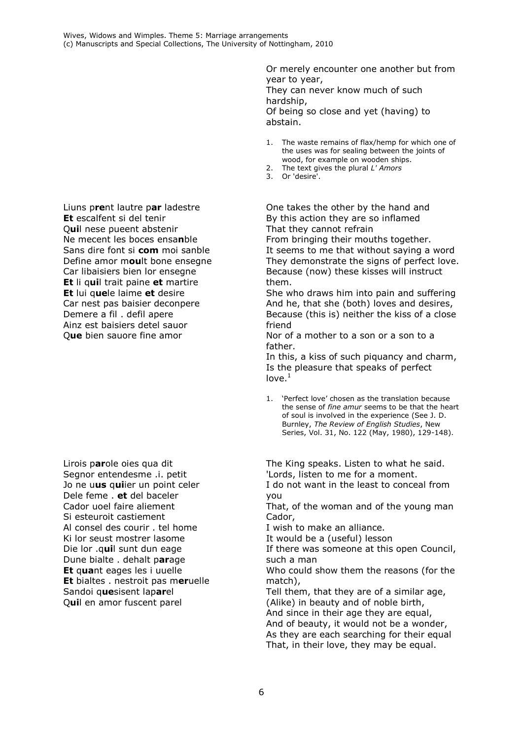Or merely encounter one another but from year to year,
They can never know much of such hardship,
Of being so close and yet (having) to abstain.

1. The waste remains of flax/hemp for which one of the uses was for sealing between the joints of wood, for example on wooden ships.
2. The text gives the plural *L' Amors*
3. Or 'desire'.

| | |
|---|---|
| Liuns p**re**nt lautre p**ar** ladestre<br>**Et** escalfent si del tenir<br>Q**ui**l nese pueent abstenir<br>Ne mecent les boces ensa**n**ble<br>Sans dire font si **com** moi sanble<br>Define amor m**ou**lt bone ensegne<br>Car libaisiers bien lor ensegne<br>**Et** li q**ui**l trait paine **et** martire<br>**Et** lui q**ue**le laime **et** desire<br>Car nest pas baisier deconpere<br>Demere a fil . defil apere<br>Ainz est baisiers detel sauor<br>Q**ue** bien sauore fine amor | One takes the other by the hand and<br>By this action they are so inflamed<br>That they cannot refrain<br>From bringing their mouths together.<br>It seems to me that without saying a word<br>They demonstrate the signs of perfect love.<br>Because (now) these kisses will instruct them.<br>She who draws him into pain and suffering<br>And he, that she (both) loves and desires,<br>Because (this is) neither the kiss of a close friend<br>Nor of a mother to a son or a son to a father.<br>In this, a kiss of such piquancy and charm,<br>Is the pleasure that speaks of perfect love.[1] |

1. 'Perfect love' chosen as the translation because the sense of *fine amur* seems to be that the heart of soul is involved in the experience (See J. D. Burnley, *The Review of English Studies*, New Series, Vol. 31, No. 122 (May, 1980), 129-148).

| | |
|---|---|
| Lirois p**ar**ole oies qua dit<br>Segnor entendesme .i. petit<br>Jo ne u**us** q**ui**ier un point celer<br>Dele feme . **et** del baceler<br>Cador uoel faire aliement<br>Si esteuroit castiement<br>Al consel des courir . tel home<br>Ki lor seust mostrer lasome<br>Die lor .q**ui**l sunt dun eage<br>Dune bialte . dehalt p**ar**age<br>**Et** q**ua**nt eages les i uuelle<br>**Et** bialtes . nestroit pas m**er**uelle<br>Sandoi q**ue**sisent lap**ar**el<br>Q**ui**l en amor fuscent parel | The King speaks. Listen to what he said.<br>'Lords, listen to me for a moment.<br>I do not want in the least to conceal from you<br>That, of the woman and of the young man Cador,<br>I wish to make an alliance.<br>It would be a (useful) lesson<br>If there was someone at this open Council, such a man<br>Who could show them the reasons (for the match),<br>Tell them, that they are of a similar age,<br>(Alike) in beauty and of noble birth,<br>And since in their age they are equal,<br>And of beauty, it would not be a wonder,<br>As they are each searching for their equal<br>That, in their love, they may be equal. |